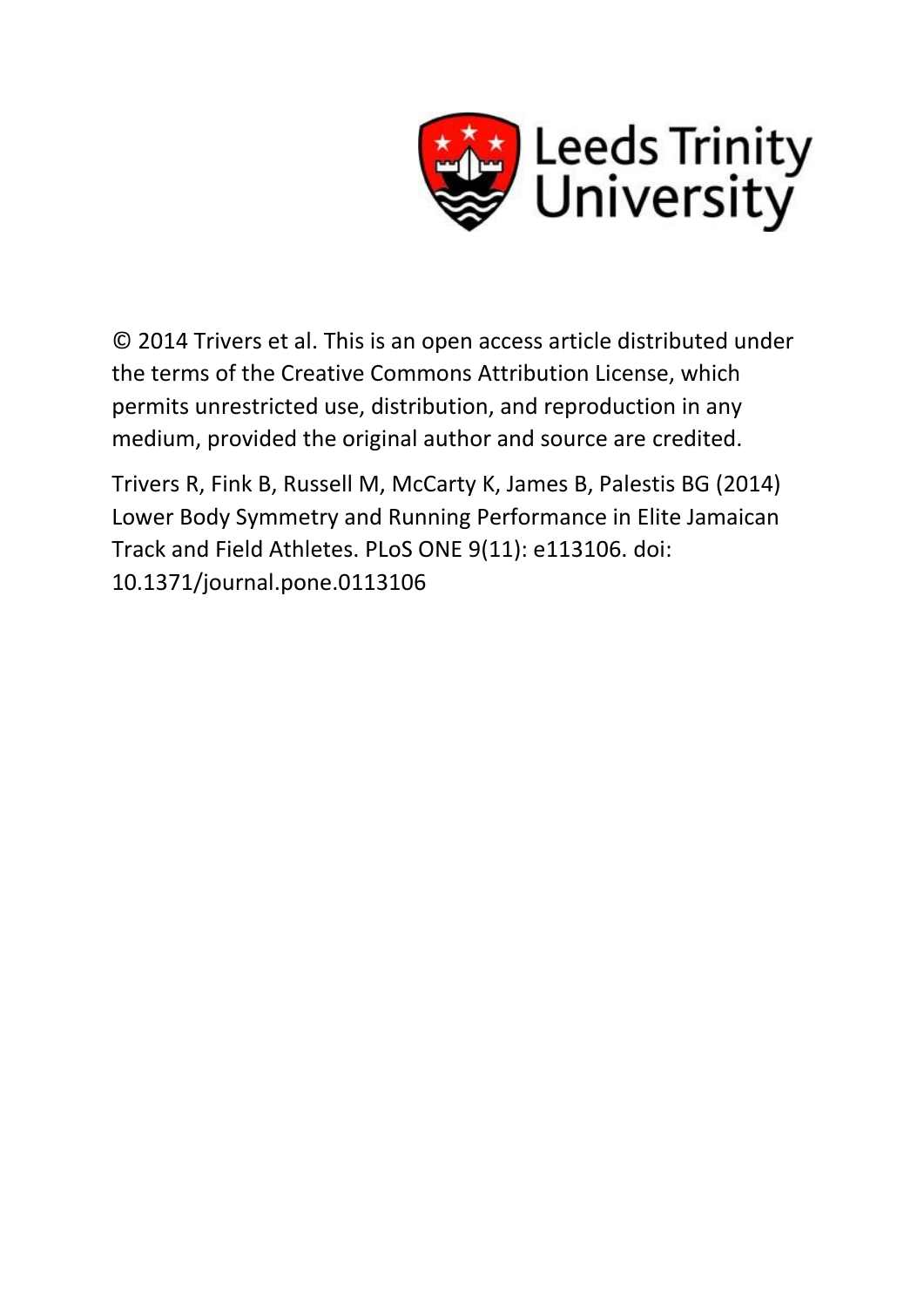Leeds Trinity University

© 2014 Trivers et al. This is an open access article distributed under the terms of the Creative Commons Attribution License, which permits unrestricted use, distribution, and reproduction in any medium, provided the original author and source are credited.

Trivers R, Fink B, Russell M, McCarty K, James B, Palestis BG (2014) Lower Body Symmetry and Running Performance in Elite Jamaican Track and Field Athletes. PLoS ONE 9(11): e113106. doi: 10.1371/journal.pone.0113106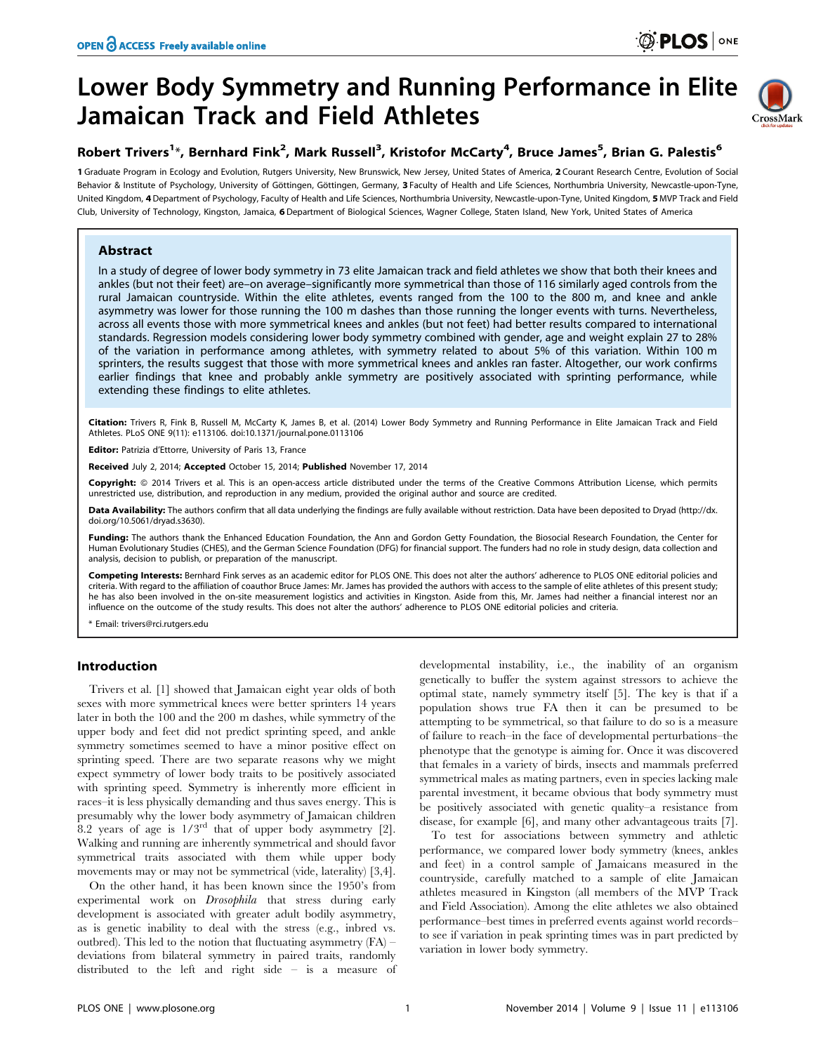# Lower Body Symmetry and Running Performance in Elite Jamaican Track and Field Athletes

## Robert Trivers[1]*, Bernhard Fink[2], Mark Russell[3], Kristofor McCarty[4], Bruce James[5], Brian G. Palestis[6]

1 Graduate Program in Ecology and Evolution, Rutgers University, New Brunswick, New Jersey, United States of America, 2 Courant Research Centre, Evolution of Social Behavior & Institute of Psychology, University of Göttingen, Göttingen, Germany, 3 Faculty of Health and Life Sciences, Northumbria University, Newcastle-upon-Tyne, United Kingdom, 4 Department of Psychology, Faculty of Health and Life Sciences, Northumbria University, Newcastle-upon-Tyne, United Kingdom, 5 MVP Track and Field Club, University of Technology, Kingston, Jamaica, 6 Department of Biological Sciences, Wagner College, Staten Island, New York, United States of America

## Abstract

In a study of degree of lower body symmetry in 73 elite Jamaican track and field athletes we show that both their knees and ankles (but not their feet) are–on average–significantly more symmetrical than those of 116 similarly aged controls from the rural Jamaican countryside. Within the elite athletes, events ranged from the 100 to the 800 m, and knee and ankle asymmetry was lower for those running the 100 m dashes than those running the longer events with turns. Nevertheless, across all events those with more symmetrical knees and ankles (but not feet) had better results compared to international standards. Regression models considering lower body symmetry combined with gender, age and weight explain 27 to 28% of the variation in performance among athletes, with symmetry related to about 5% of this variation. Within 100 m sprinters, the results suggest that those with more symmetrical knees and ankles ran faster. Altogether, our work confirms earlier findings that knee and probably ankle symmetry are positively associated with sprinting performance, while extending these findings to elite athletes.

**Citation:** Trivers R, Fink B, Russell M, McCarty K, James B, et al. (2014) Lower Body Symmetry and Running Performance in Elite Jamaican Track and Field Athletes. PLoS ONE 9(11): e113106. doi:10.1371/journal.pone.0113106

**Editor:** Patrizia d'Ettorre, University of Paris 13, France

**Received** July 2, 2014; **Accepted** October 15, 2014; **Published** November 17, 2014

**Copyright:** © 2014 Trivers et al. This is an open-access article distributed under the terms of the Creative Commons Attribution License, which permits unrestricted use, distribution, and reproduction in any medium, provided the original author and source are credited.

**Data Availability:** The authors confirm that all data underlying the findings are fully available without restriction. Data have been deposited to Dryad (http://dx.doi.org/10.5061/dryad.s3630).

**Funding:** The authors thank the Enhanced Education Foundation, the Ann and Gordon Getty Foundation, the Biosocial Research Foundation, the Center for Human Evolutionary Studies (CHES), and the German Science Foundation (DFG) for financial support. The funders had no role in study design, data collection and analysis, decision to publish, or preparation of the manuscript.

**Competing Interests:** Bernhard Fink serves as an academic editor for PLOS ONE. This does not alter the authors' adherence to PLOS ONE editorial policies and criteria. With regard to the affiliation of coauthor Bruce James: Mr. James has provided the authors with access to the sample of elite athletes of this present study; he has also been involved in the on-site measurement logistics and activities in Kingston. Aside from this, Mr. James had neither a financial interest nor an influence on the outcome of the study results. This does not alter the authors' adherence to PLOS ONE editorial policies and criteria.

\* Email: trivers@rci.rutgers.edu

## Introduction

Trivers et al. [1] showed that Jamaican eight year olds of both sexes with more symmetrical knees were better sprinters 14 years later in both the 100 and the 200 m dashes, while symmetry of the upper body and feet did not predict sprinting speed, and ankle symmetry sometimes seemed to have a minor positive effect on sprinting speed. There are two separate reasons why we might expect symmetry of lower body traits to be positively associated with sprinting speed. Symmetry is inherently more efficient in races–it is less physically demanding and thus saves energy. This is presumably why the lower body asymmetry of Jamaican children 8.2 years of age is 1/3[rd] that of upper body asymmetry [2]. Walking and running are inherently symmetrical and should favor symmetrical traits associated with them while upper body movements may or may not be symmetrical (vide, laterality) [3,4].

On the other hand, it has been known since the 1950's from experimental work on *Drosophila* that stress during early development is associated with greater adult bodily asymmetry, as is genetic inability to deal with the stress (e.g., inbred vs. outbred). This led to the notion that fluctuating asymmetry (FA) – deviations from bilateral symmetry in paired traits, randomly distributed to the left and right side – is a measure of developmental instability, i.e., the inability of an organism genetically to buffer the system against stressors to achieve the optimal state, namely symmetry itself [5]. The key is that if a population shows true FA then it can be presumed to be attempting to be symmetrical, so that failure to do so is a measure of failure to reach–in the face of developmental perturbations–the phenotype that the genotype is aiming for. Once it was discovered that females in a variety of birds, insects and mammals preferred symmetrical males as mating partners, even in species lacking male parental investment, it became obvious that body symmetry must be positively associated with genetic quality–a resistance from disease, for example [6], and many other advantageous traits [7].

To test for associations between symmetry and athletic performance, we compared lower body symmetry (knees, ankles and feet) in a control sample of Jamaicans measured in the countryside, carefully matched to a sample of elite Jamaican athletes measured in Kingston (all members of the MVP Track and Field Association). Among the elite athletes we also obtained performance–best times in preferred events against world records–to see if variation in peak sprinting times was in part predicted by variation in lower body symmetry.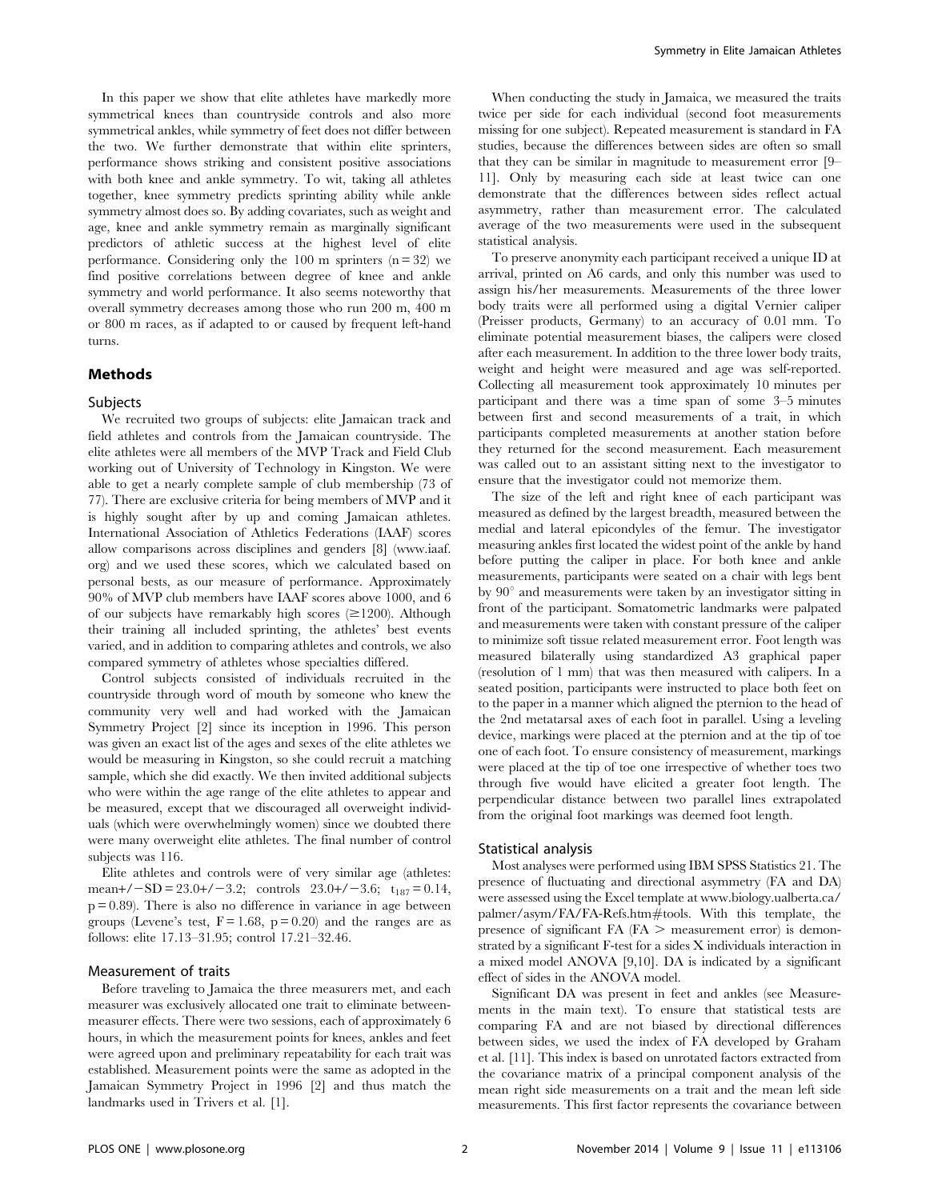In this paper we show that elite athletes have markedly more symmetrical knees than countryside controls and also more symmetrical ankles, while symmetry of feet does not differ between the two. We further demonstrate that within elite sprinters, performance shows striking and consistent positive associations with both knee and ankle symmetry. To wit, taking all athletes together, knee symmetry predicts sprinting ability while ankle symmetry almost does so. By adding covariates, such as weight and age, knee and ankle symmetry remain as marginally significant predictors of athletic success at the highest level of elite performance. Considering only the 100 m sprinters ($n = 32$) we find positive correlations between degree of knee and ankle symmetry and world performance. It also seems noteworthy that overall symmetry decreases among those who run 200 m, 400 m or 800 m races, as if adapted to or caused by frequent left-hand turns.

## Methods

### Subjects

We recruited two groups of subjects: elite Jamaican track and field athletes and controls from the Jamaican countryside. The elite athletes were all members of the MVP Track and Field Club working out of University of Technology in Kingston. We were able to get a nearly complete sample of club membership (73 of 77). There are exclusive criteria for being members of MVP and it is highly sought after by up and coming Jamaican athletes. International Association of Athletics Federations (IAAF) scores allow comparisons across disciplines and genders [8] (www.iaaf.org) and we used these scores, which we calculated based on personal bests, as our measure of performance. Approximately 90% of MVP club members have IAAF scores above 1000, and 6 of our subjects have remarkably high scores ($\geq$1200). Although their training all included sprinting, the athletes' best events varied, and in addition to comparing athletes and controls, we also compared symmetry of athletes whose specialties differed.

Control subjects consisted of individuals recruited in the countryside through word of mouth by someone who knew the community very well and had worked with the Jamaican Symmetry Project [2] since its inception in 1996. This person was given an exact list of the ages and sexes of the elite athletes we would be measuring in Kingston, so she could recruit a matching sample, which she did exactly. We then invited additional subjects who were within the age range of the elite athletes to appear and be measured, except that we discouraged all overweight individuals (which were overwhelmingly women) since we doubted there were many overweight elite athletes. The final number of control subjects was 116.

Elite athletes and controls were of very similar age (athletes: mean+/−SD = 23.0+/−3.2; controls 23.0+/−3.6; $t_{187} = 0.14$, $p = 0.89$). There is also no difference in variance in age between groups (Levene's test, $F = 1.68$, $p = 0.20$) and the ranges are as follows: elite 17.13–31.95; control 17.21–32.46.

### Measurement of traits

Before traveling to Jamaica the three measurers met, and each measurer was exclusively allocated one trait to eliminate between-measurer effects. There were two sessions, each of approximately 6 hours, in which the measurement points for knees, ankles and feet were agreed upon and preliminary repeatability for each trait was established. Measurement points were the same as adopted in the Jamaican Symmetry Project in 1996 [2] and thus match the landmarks used in Trivers et al. [1].

When conducting the study in Jamaica, we measured the traits twice per side for each individual (second foot measurements missing for one subject). Repeated measurement is standard in FA studies, because the differences between sides are often so small that they can be similar in magnitude to measurement error [9–11]. Only by measuring each side at least twice can one demonstrate that the differences between sides reflect actual asymmetry, rather than measurement error. The calculated average of the two measurements were used in the subsequent statistical analysis.

To preserve anonymity each participant received a unique ID at arrival, printed on A6 cards, and only this number was used to assign his/her measurements. Measurements of the three lower body traits were all performed using a digital Vernier caliper (Preisser products, Germany) to an accuracy of 0.01 mm. To eliminate potential measurement biases, the calipers were closed after each measurement. In addition to the three lower body traits, weight and height were measured and age was self-reported. Collecting all measurement took approximately 10 minutes per participant and there was a time span of some 3–5 minutes between first and second measurements of a trait, in which participants completed measurements at another station before they returned for the second measurement. Each measurement was called out to an assistant sitting next to the investigator to ensure that the investigator could not memorize them.

The size of the left and right knee of each participant was measured as defined by the largest breadth, measured between the medial and lateral epicondyles of the femur. The investigator measuring ankles first located the widest point of the ankle by hand before putting the caliper in place. For both knee and ankle measurements, participants were seated on a chair with legs bent by 90° and measurements were taken by an investigator sitting in front of the participant. Somatometric landmarks were palpated and measurements were taken with constant pressure of the caliper to minimize soft tissue related measurement error. Foot length was measured bilaterally using standardized A3 graphical paper (resolution of 1 mm) that was then measured with calipers. In a seated position, participants were instructed to place both feet on to the paper in a manner which aligned the pternion to the head of the 2nd metatarsal axes of each foot in parallel. Using a leveling device, markings were placed at the pternion and at the tip of toe one of each foot. To ensure consistency of measurement, markings were placed at the tip of toe one irrespective of whether toes two through five would have elicited a greater foot length. The perpendicular distance between two parallel lines extrapolated from the original foot markings was deemed foot length.

### Statistical analysis

Most analyses were performed using IBM SPSS Statistics 21. The presence of fluctuating and directional asymmetry (FA and DA) were assessed using the Excel template at www.biology.ualberta.ca/palmer/asym/FA/FA-Refs.htm#tools. With this template, the presence of significant FA (FA > measurement error) is demonstrated by a significant F-test for a sides X individuals interaction in a mixed model ANOVA [9,10]. DA is indicated by a significant effect of sides in the ANOVA model.

Significant DA was present in feet and ankles (see Measurements in the main text). To ensure that statistical tests are comparing FA and are not biased by directional differences between sides, we used the index of FA developed by Graham et al. [11]. This index is based on unrotated factors extracted from the covariance matrix of a principal component analysis of the mean right side measurements on a trait and the mean left side measurements. This first factor represents the covariance between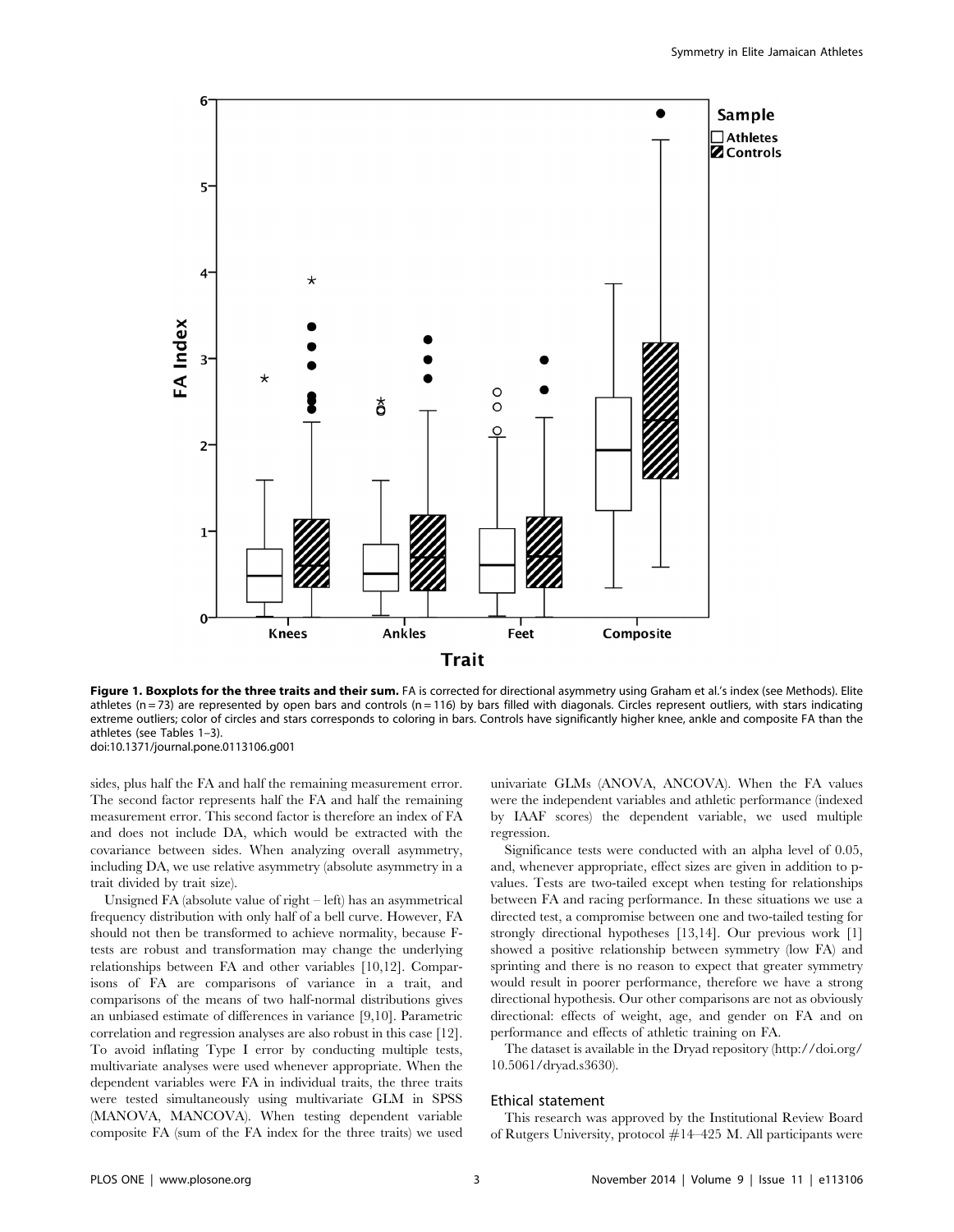**Figure 1. Boxplots for the three traits and their sum.** FA is corrected for directional asymmetry using Graham et al.'s index (see Methods). Elite athletes (n = 73) are represented by open bars and controls (n = 116) by bars filled with diagonals. Circles represent outliers, with stars indicating extreme outliers; color of circles and stars corresponds to coloring in bars. Controls have significantly higher knee, ankle and composite FA than the athletes (see Tables 1–3).
doi:10.1371/journal.pone.0113106.g001

sides, plus half the FA and half the remaining measurement error. The second factor represents half the FA and half the remaining measurement error. This second factor is therefore an index of FA and does not include DA, which would be extracted with the covariance between sides. When analyzing overall asymmetry, including DA, we use relative asymmetry (absolute asymmetry in a trait divided by trait size).

Unsigned FA (absolute value of right – left) has an asymmetrical frequency distribution with only half of a bell curve. However, FA should not then be transformed to achieve normality, because F-tests are robust and transformation may change the underlying relationships between FA and other variables [10,12]. Comparisons of FA are comparisons of variance in a trait, and comparisons of the means of two half-normal distributions gives an unbiased estimate of differences in variance [9,10]. Parametric correlation and regression analyses are also robust in this case [12]. To avoid inflating Type I error by conducting multiple tests, multivariate analyses were used whenever appropriate. When the dependent variables were FA in individual traits, the three traits were tested simultaneously using multivariate GLM in SPSS (MANOVA, MANCOVA). When testing dependent variable composite FA (sum of the FA index for the three traits) we used univariate GLMs (ANOVA, ANCOVA). When the FA values were the independent variables and athletic performance (indexed by IAAF scores) the dependent variable, we used multiple regression.

Significance tests were conducted with an alpha level of 0.05, and, whenever appropriate, effect sizes are given in addition to p-values. Tests are two-tailed except when testing for relationships between FA and racing performance. In these situations we use a directed test, a compromise between one and two-tailed testing for strongly directional hypotheses [13,14]. Our previous work [1] showed a positive relationship between symmetry (low FA) and sprinting and there is no reason to expect that greater symmetry would result in poorer performance, therefore we have a strong directional hypothesis. Our other comparisons are not as obviously directional: effects of weight, age, and gender on FA and on performance and effects of athletic training on FA.

The dataset is available in the Dryad repository (http://doi.org/10.5061/dryad.s3630).

### Ethical statement

This research was approved by the Institutional Review Board of Rutgers University, protocol #14–425 M. All participants were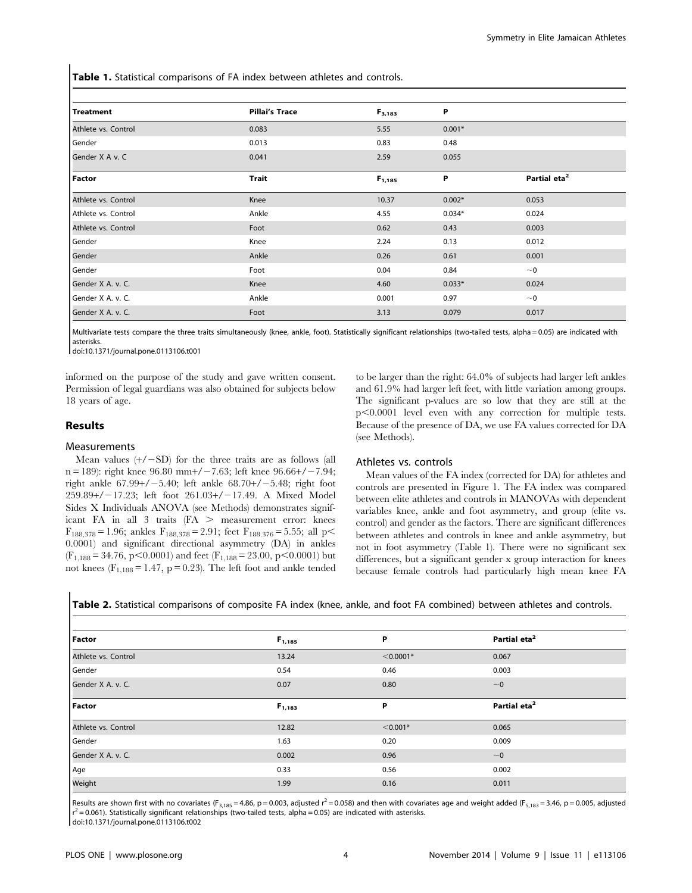**Table 1.** Statistical comparisons of FA index between athletes and controls.

| Treatment | Pillai's Trace | $F_{3,183}$ | P | |
|---|---|---|---|---|
| Athlete vs. Control | 0.083 | 5.55 | 0.001* | |
| Gender | 0.013 | 0.83 | 0.48 | |
| Gender X A v. C | 0.041 | 2.59 | 0.055 | |
| **Factor** | **Trait** | $F_{1,185}$ | **P** | **Partial eta$^2$** |
| Athlete vs. Control | Knee | 10.37 | 0.002* | 0.053 |
| Athlete vs. Control | Ankle | 4.55 | 0.034* | 0.024 |
| Athlete vs. Control | Foot | 0.62 | 0.43 | 0.003 |
| Gender | Knee | 2.24 | 0.13 | 0.012 |
| Gender | Ankle | 0.26 | 0.61 | 0.001 |
| Gender | Foot | 0.04 | 0.84 | ~0 |
| Gender X A. v. C. | Knee | 4.60 | 0.033* | 0.024 |
| Gender X A. v. C. | Ankle | 0.001 | 0.97 | ~0 |
| Gender X A. v. C. | Foot | 3.13 | 0.079 | 0.017 |

Multivariate tests compare the three traits simultaneously (knee, ankle, foot). Statistically significant relationships (two-tailed tests, alpha = 0.05) are indicated with asterisks.
doi:10.1371/journal.pone.0113106.t001

informed on the purpose of the study and gave written consent. Permission of legal guardians was also obtained for subjects below 18 years of age.

## Results

### Measurements

Mean values (+/−SD) for the three traits are as follows (all n = 189): right knee 96.80 mm+/−7.63; left knee 96.66+/−7.94; right ankle 67.99+/−5.40; left ankle 68.70+/−5.48; right foot 259.89+/−17.23; left foot 261.03+/−17.49. A Mixed Model Sides X Individuals ANOVA (see Methods) demonstrates significant FA in all 3 traits (FA > measurement error: knees $F_{188,378} = 1.96$; ankles $F_{188,378} = 2.91$; feet $F_{188,376} = 5.55$; all $p < 0.0001$) and significant directional asymmetry (DA) in ankles ($F_{1,188} = 34.76$, $p < 0.0001$) and feet ($F_{1,188} = 23.00$, $p < 0.0001$) but not knees ($F_{1,188} = 1.47$, $p = 0.23$). The left foot and ankle tended to be larger than the right: 64.0% of subjects had larger left ankles and 61.9% had larger left feet, with little variation among groups. The significant p-values are so low that they are still at the $p < 0.0001$ level even with any correction for multiple tests. Because of the presence of DA, we use FA values corrected for DA (see Methods).

### Athletes vs. controls

Mean values of the FA index (corrected for DA) for athletes and controls are presented in Figure 1. The FA index was compared between elite athletes and controls in MANOVAs with dependent variables knee, ankle and foot asymmetry, and group (elite vs. control) and gender as the factors. There are significant differences between athletes and controls in knee and ankle asymmetry, but not in foot asymmetry (Table 1). There were no significant sex differences, but a significant gender x group interaction for knees because female controls had particularly high mean knee FA

**Table 2.** Statistical comparisons of composite FA index (knee, ankle, and foot FA combined) between athletes and controls.

| Factor | $F_{1,185}$ | P | Partial eta$^2$ |
|---|---|---|---|
| Athlete vs. Control | 13.24 | <0.0001* | 0.067 |
| Gender | 0.54 | 0.46 | 0.003 |
| Gender X A. v. C. | 0.07 | 0.80 | ~0 |
| **Factor** | $F_{1,183}$ | **P** | **Partial eta$^2$** |
| Athlete vs. Control | 12.82 | <0.001* | 0.065 |
| Gender | 1.63 | 0.20 | 0.009 |
| Gender X A. v. C. | 0.002 | 0.96 | ~0 |
| Age | 0.33 | 0.56 | 0.002 |
| Weight | 1.99 | 0.16 | 0.011 |

Results are shown first with no covariates ($F_{3,185} = 4.86$, $p = 0.003$, adjusted $r^2 = 0.058$) and then with covariates age and weight added ($F_{5,183} = 3.46$, $p = 0.005$, adjusted $r^2 = 0.061$). Statistically significant relationships (two-tailed tests, alpha = 0.05) are indicated with asterisks.
doi:10.1371/journal.pone.0113106.t002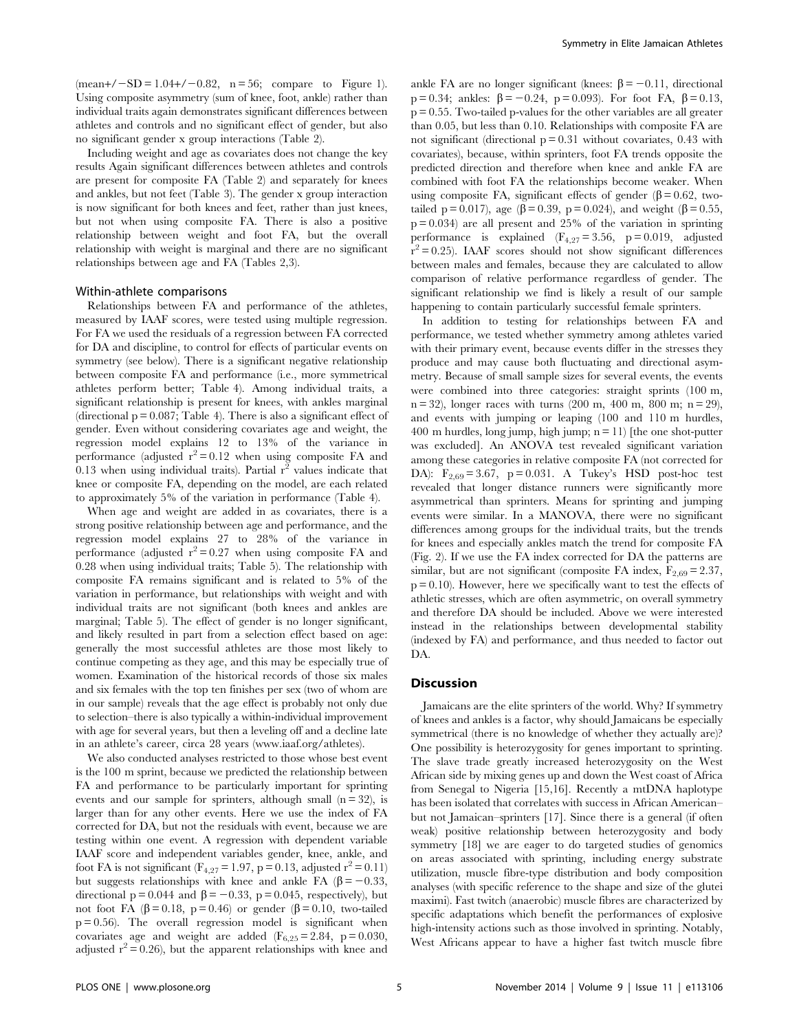(mean+/−SD = 1.04+/−0.82, n = 56; compare to Figure 1). Using composite asymmetry (sum of knee, foot, ankle) rather than individual traits again demonstrates significant differences between athletes and controls and no significant effect of gender, but also no significant gender x group interactions (Table 2).

Including weight and age as covariates does not change the key results Again significant differences between athletes and controls are present for composite FA (Table 2) and separately for knees and ankles, but not feet (Table 3). The gender x group interaction is now significant for both knees and feet, rather than just knees, but not when using composite FA. There is also a positive relationship between weight and foot FA, but the overall relationship with weight is marginal and there are no significant relationships between age and FA (Tables 2,3).

### Within-athlete comparisons

Relationships between FA and performance of the athletes, measured by IAAF scores, were tested using multiple regression. For FA we used the residuals of a regression between FA corrected for DA and discipline, to control for effects of particular events on symmetry (see below). There is a significant negative relationship between composite FA and performance (i.e., more symmetrical athletes perform better; Table 4). Among individual traits, a significant relationship is present for knees, with ankles marginal (directional p = 0.087; Table 4). There is also a significant effect of gender. Even without considering covariates age and weight, the regression model explains 12 to 13% of the variance in performance (adjusted $r^2 = 0.12$ when using composite FA and 0.13 when using individual traits). Partial $r^2$ values indicate that knee or composite FA, depending on the model, are each related to approximately 5% of the variation in performance (Table 4).

When age and weight are added in as covariates, there is a strong positive relationship between age and performance, and the regression model explains 27 to 28% of the variance in performance (adjusted $r^2 = 0.27$ when using composite FA and 0.28 when using individual traits; Table 5). The relationship with composite FA remains significant and is related to 5% of the variation in performance, but relationships with weight and with individual traits are not significant (both knees and ankles are marginal; Table 5). The effect of gender is no longer significant, and likely resulted in part from a selection effect based on age: generally the most successful athletes are those most likely to continue competing as they age, and this may be especially true of women. Examination of the historical records of those six males and six females with the top ten finishes per sex (two of whom are in our sample) reveals that the age effect is probably not only due to selection–there is also typically a within-individual improvement with age for several years, but then a leveling off and a decline late in an athlete's career, circa 28 years (www.iaaf.org/athletes).

We also conducted analyses restricted to those whose best event is the 100 m sprint, because we predicted the relationship between FA and performance to be particularly important for sprinting events and our sample for sprinters, although small (n = 32), is larger than for any other events. Here we use the index of FA corrected for DA, but not the residuals with event, because we are testing within one event. A regression with dependent variable IAAF score and independent variables gender, knee, ankle, and foot FA is not significant ($F_{4,27} = 1.97$, p = 0.13, adjusted $r^2 = 0.11$) but suggests relationships with knee and ankle FA ($\beta = -0.33$, directional p = 0.044 and $\beta = -0.33$, p = 0.045, respectively), but not foot FA ($\beta = 0.18$, p = 0.46) or gender ($\beta = 0.10$, two-tailed p = 0.56). The overall regression model is significant when covariates age and weight are added ($F_{6,25} = 2.84$, p = 0.030, adjusted $r^2 = 0.26$), but the apparent relationships with knee and ankle FA are no longer significant (knees: $\beta = -0.11$, directional p = 0.34; ankles: $\beta = -0.24$, p = 0.093). For foot FA, $\beta = 0.13$, p = 0.55. Two-tailed p-values for the other variables are all greater than 0.05, but less than 0.10. Relationships with composite FA are not significant (directional p = 0.31 without covariates, 0.43 with covariates), because, within sprinters, foot FA trends opposite the predicted direction and therefore when knee and ankle FA are combined with foot FA the relationships become weaker. When using composite FA, significant effects of gender ($\beta = 0.62$, two-tailed p = 0.017), age ($\beta = 0.39$, p = 0.024), and weight ($\beta = 0.55$, p = 0.034) are all present and 25% of the variation in sprinting performance is explained ($F_{4,27} = 3.56$, p = 0.019, adjusted $r^2 = 0.25$). IAAF scores should not show significant differences between males and females, because they are calculated to allow comparison of relative performance regardless of gender. The significant relationship we find is likely a result of our sample happening to contain particularly successful female sprinters.

In addition to testing for relationships between FA and performance, we tested whether symmetry among athletes varied with their primary event, because events differ in the stresses they produce and may cause both fluctuating and directional asymmetry. Because of small sample sizes for several events, the events were combined into three categories: straight sprints (100 m, n = 32), longer races with turns (200 m, 400 m, 800 m; n = 29), and events with jumping or leaping (100 and 110 m hurdles, 400 m hurdles, long jump, high jump; n = 11) [the one shot-putter was excluded]. An ANOVA test revealed significant variation among these categories in relative composite FA (not corrected for DA): $F_{2,69} = 3.67$, p = 0.031. A Tukey's HSD post-hoc test revealed that longer distance runners were significantly more asymmetrical than sprinters. Means for sprinting and jumping events were similar. In a MANOVA, there were no significant differences among groups for the individual traits, but the trends for knees and especially ankles match the trend for composite FA (Fig. 2). If we use the FA index corrected for DA the patterns are similar, but are not significant (composite FA index, $F_{2,69} = 2.37$, p = 0.10). However, here we specifically want to test the effects of athletic stresses, which are often asymmetric, on overall symmetry and therefore DA should be included. Above we were interested instead in the relationships between developmental stability (indexed by FA) and performance, and thus needed to factor out DA.

## Discussion

Jamaicans are the elite sprinters of the world. Why? If symmetry of knees and ankles is a factor, why should Jamaicans be especially symmetrical (there is no knowledge of whether they actually are)? One possibility is heterozygosity for genes important to sprinting. The slave trade greatly increased heterozygosity on the West African side by mixing genes up and down the West coast of Africa from Senegal to Nigeria [15,16]. Recently a mtDNA haplotype has been isolated that correlates with success in African American–but not Jamaican–sprinters [17]. Since there is a general (if often weak) positive relationship between heterozygosity and body symmetry [18] we are eager to do targeted studies of genomics on areas associated with sprinting, including energy substrate utilization, muscle fibre-type distribution and body composition analyses (with specific reference to the shape and size of the glutei maximi). Fast twitch (anaerobic) muscle fibres are characterized by specific adaptations which benefit the performances of explosive high-intensity actions such as those involved in sprinting. Notably, West Africans appear to have a higher fast twitch muscle fibre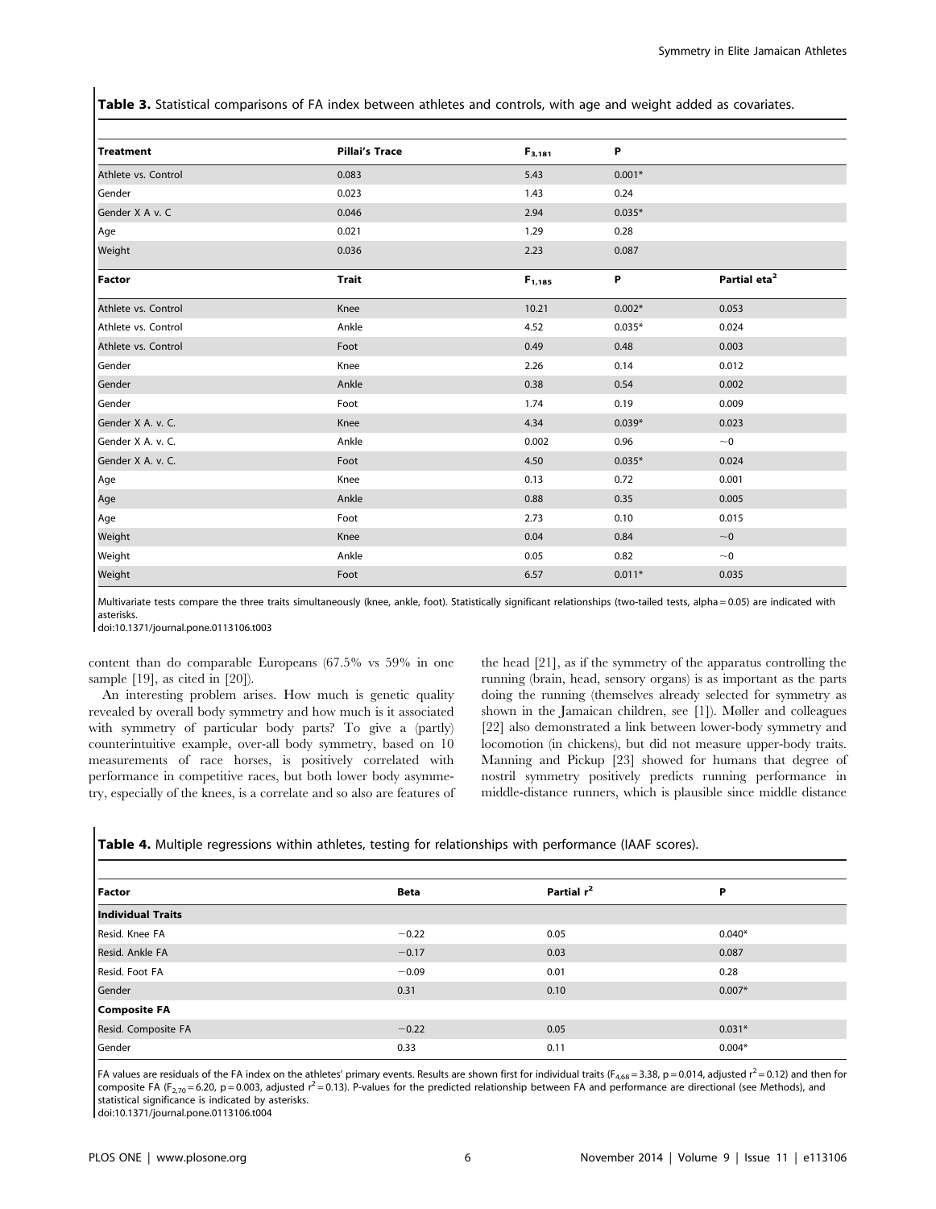**Table 3.** Statistical comparisons of FA index between athletes and controls, with age and weight added as covariates.

| Treatment | Pillai's Trace | $F_{3,181}$ | P | |
|---|---|---|---|---|
| Athlete vs. Control | 0.083 | 5.43 | 0.001* | |
| Gender | 0.023 | 1.43 | 0.24 | |
| Gender X A v. C | 0.046 | 2.94 | 0.035* | |
| Age | 0.021 | 1.29 | 0.28 | |
| Weight | 0.036 | 2.23 | 0.087 | |
| **Factor** | **Trait** | $F_{1,185}$ | **P** | **Partial eta$^2$** |
| Athlete vs. Control | Knee | 10.21 | 0.002* | 0.053 |
| Athlete vs. Control | Ankle | 4.52 | 0.035* | 0.024 |
| Athlete vs. Control | Foot | 0.49 | 0.48 | 0.003 |
| Gender | Knee | 2.26 | 0.14 | 0.012 |
| Gender | Ankle | 0.38 | 0.54 | 0.002 |
| Gender | Foot | 1.74 | 0.19 | 0.009 |
| Gender X A. v. C. | Knee | 4.34 | 0.039* | 0.023 |
| Gender X A. v. C. | Ankle | 0.002 | 0.96 | ~0 |
| Gender X A. v. C. | Foot | 4.50 | 0.035* | 0.024 |
| Age | Knee | 0.13 | 0.72 | 0.001 |
| Age | Ankle | 0.88 | 0.35 | 0.005 |
| Age | Foot | 2.73 | 0.10 | 0.015 |
| Weight | Knee | 0.04 | 0.84 | ~0 |
| Weight | Ankle | 0.05 | 0.82 | ~0 |
| Weight | Foot | 6.57 | 0.011* | 0.035 |

Multivariate tests compare the three traits simultaneously (knee, ankle, foot). Statistically significant relationships (two-tailed tests, alpha = 0.05) are indicated with asterisks.
doi:10.1371/journal.pone.0113106.t003

content than do comparable Europeans (67.5% vs 59% in one sample [19], as cited in [20]).

An interesting problem arises. How much is genetic quality revealed by overall body symmetry and how much is it associated with symmetry of particular body parts? To give a (partly) counterintuitive example, over-all body symmetry, based on 10 measurements of race horses, is positively correlated with performance in competitive races, but both lower body asymmetry, especially of the knees, is a correlate and so also are features of the head [21], as if the symmetry of the apparatus controlling the running (brain, head, sensory organs) is as important as the parts doing the running (themselves already selected for symmetry as shown in the Jamaican children, see [1]). Møller and colleagues [22] also demonstrated a link between lower-body symmetry and locomotion (in chickens), but did not measure upper-body traits. Manning and Pickup [23] showed for humans that degree of nostril symmetry positively predicts running performance in middle-distance runners, which is plausible since middle distance

**Table 4.** Multiple regressions within athletes, testing for relationships with performance (IAAF scores).

| Factor | Beta | Partial $r^2$ | P |
|---|---|---|---|
| **Individual Traits** | | | |
| Resid. Knee FA | −0.22 | 0.05 | 0.040* |
| Resid. Ankle FA | −0.17 | 0.03 | 0.087 |
| Resid. Foot FA | −0.09 | 0.01 | 0.28 |
| Gender | 0.31 | 0.10 | 0.007* |
| **Composite FA** | | | |
| Resid. Composite FA | −0.22 | 0.05 | 0.031* |
| Gender | 0.33 | 0.11 | 0.004* |

FA values are residuals of the FA index on the athletes' primary events. Results are shown first for individual traits ($F_{4,68}$ = 3.38, p = 0.014, adjusted $r^2$ = 0.12) and then for composite FA ($F_{2,70}$ = 6.20, p = 0.003, adjusted $r^2$ = 0.13). P-values for the predicted relationship between FA and performance are directional (see Methods), and statistical significance is indicated by asterisks.
doi:10.1371/journal.pone.0113106.t004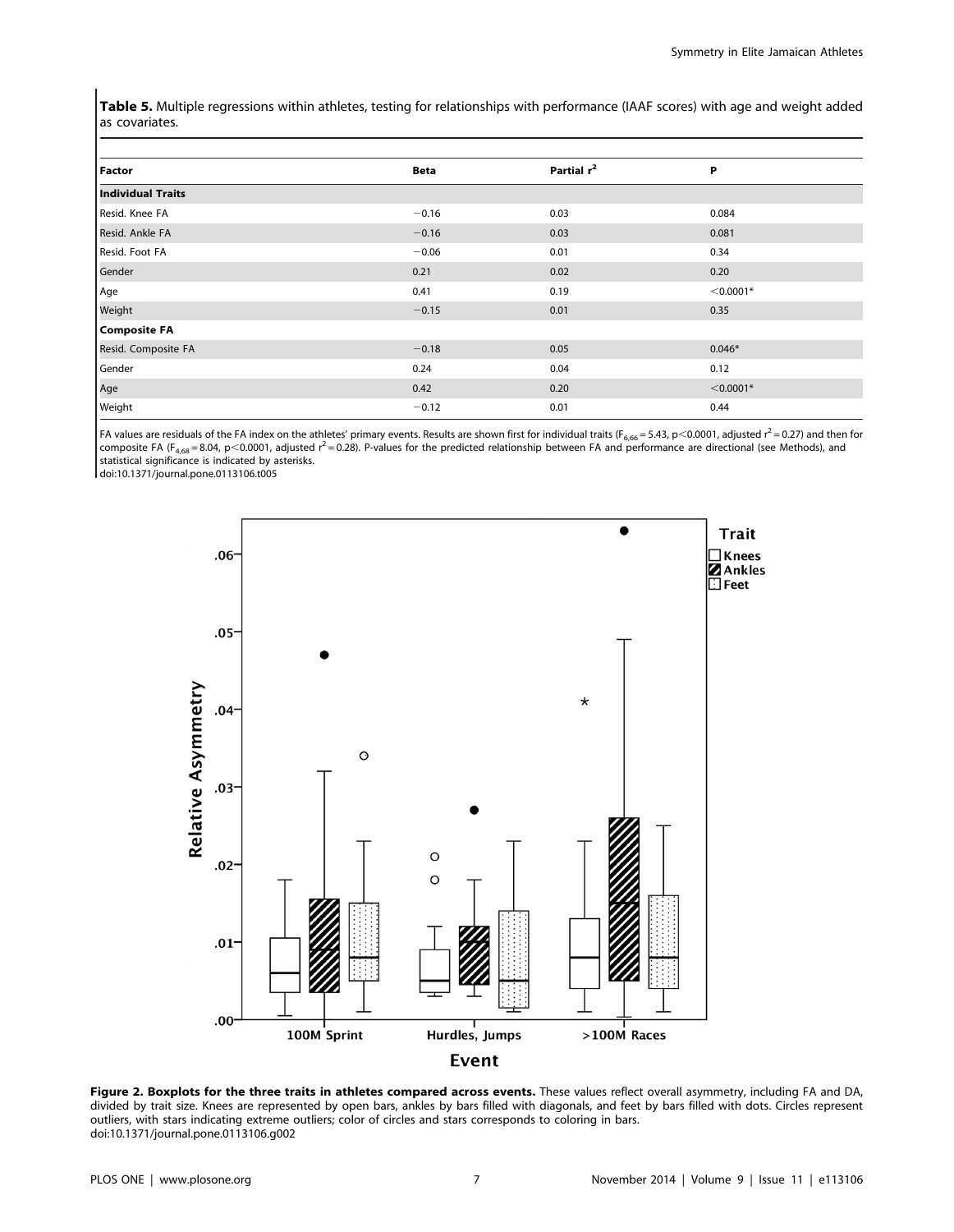**Table 5.** Multiple regressions within athletes, testing for relationships with performance (IAAF scores) with age and weight added as covariates.

| Factor | Beta | Partial $r^2$ | P |
|---|---|---|---|
| **Individual Traits** | | | |
| Resid. Knee FA | −0.16 | 0.03 | 0.084 |
| Resid. Ankle FA | −0.16 | 0.03 | 0.081 |
| Resid. Foot FA | −0.06 | 0.01 | 0.34 |
| Gender | 0.21 | 0.02 | 0.20 |
| Age | 0.41 | 0.19 | <0.0001* |
| Weight | −0.15 | 0.01 | 0.35 |
| **Composite FA** | | | |
| Resid. Composite FA | −0.18 | 0.05 | 0.046* |
| Gender | 0.24 | 0.04 | 0.12 |
| Age | 0.42 | 0.20 | <0.0001* |
| Weight | −0.12 | 0.01 | 0.44 |

FA values are residuals of the FA index on the athletes' primary events. Results are shown first for individual traits ($F_{6,66} = 5.43$, $p<0.0001$, adjusted $r^2 = 0.27$) and then for composite FA ($F_{4,68} = 8.04$, $p<0.0001$, adjusted $r^2 = 0.28$). P-values for the predicted relationship between FA and performance are directional (see Methods), and statistical significance is indicated by asterisks.
doi:10.1371/journal.pone.0113106.t005

**Figure 2. Boxplots for the three traits in athletes compared across events.** These values reflect overall asymmetry, including FA and DA, divided by trait size. Knees are represented by open bars, ankles by bars filled with diagonals, and feet by bars filled with dots. Circles represent outliers, with stars indicating extreme outliers; color of circles and stars corresponds to coloring in bars.
doi:10.1371/journal.pone.0113106.g002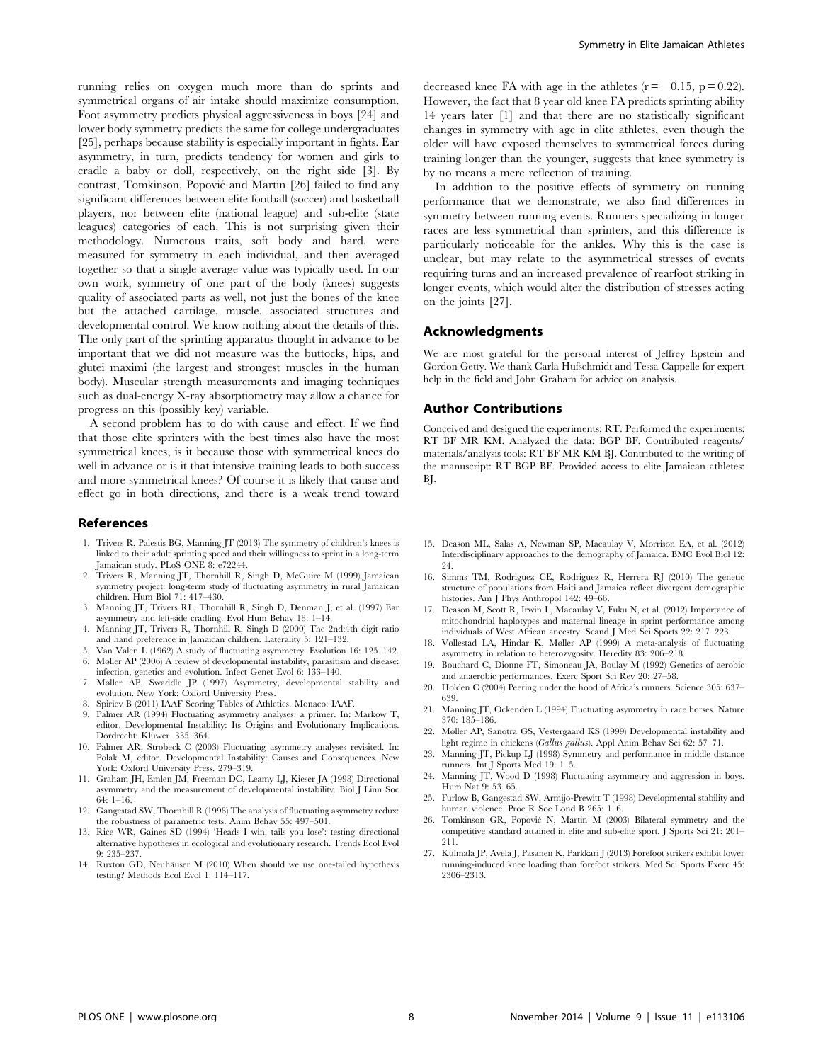running relies on oxygen much more than do sprints and symmetrical organs of air intake should maximize consumption. Foot asymmetry predicts physical aggressiveness in boys [24] and lower body symmetry predicts the same for college undergraduates [25], perhaps because stability is especially important in fights. Ear asymmetry, in turn, predicts tendency for women and girls to cradle a baby or doll, respectively, on the right side [3]. By contrast, Tomkinson, Popović and Martin [26] failed to find any significant differences between elite football (soccer) and basketball players, nor between elite (national league) and sub-elite (state leagues) categories of each. This is not surprising given their methodology. Numerous traits, soft body and hard, were measured for symmetry in each individual, and then averaged together so that a single average value was typically used. In our own work, symmetry of one part of the body (knees) suggests quality of associated parts as well, not just the bones of the knee but the attached cartilage, muscle, associated structures and developmental control. We know nothing about the details of this. The only part of the sprinting apparatus thought in advance to be important that we did not measure was the buttocks, hips, and glutei maximi (the largest and strongest muscles in the human body). Muscular strength measurements and imaging techniques such as dual-energy X-ray absorptiometry may allow a chance for progress on this (possibly key) variable.

A second problem has to do with cause and effect. If we find that those elite sprinters with the best times also have the most symmetrical knees, is it because those with symmetrical knees do well in advance or is it that intensive training leads to both success and more symmetrical knees? Of course it is likely that cause and effect go in both directions, and there is a weak trend toward decreased knee FA with age in the athletes ($r = -0.15$, $p = 0.22$). However, the fact that 8 year old knee FA predicts sprinting ability 14 years later [1] and that there are no statistically significant changes in symmetry with age in elite athletes, even though the older will have exposed themselves to symmetrical forces during training longer than the younger, suggests that knee symmetry is by no means a mere reflection of training.

In addition to the positive effects of symmetry on running performance that we demonstrate, we also find differences in symmetry between running events. Runners specializing in longer races are less symmetrical than sprinters, and this difference is particularly noticeable for the ankles. Why this is the case is unclear, but may relate to the asymmetrical stresses of events requiring turns and an increased prevalence of rearfoot striking in longer events, which would alter the distribution of stresses acting on the joints [27].

## Acknowledgments

We are most grateful for the personal interest of Jeffrey Epstein and Gordon Getty. We thank Carla Hufschmidt and Tessa Cappelle for expert help in the field and John Graham for advice on analysis.

## Author Contributions

Conceived and designed the experiments: RT. Performed the experiments: RT BF MR KM. Analyzed the data: BGP BF. Contributed reagents/materials/analysis tools: RT BF MR KM BJ. Contributed to the writing of the manuscript: RT BGP BF. Provided access to elite Jamaican athletes: BJ.

## References

1. Trivers R, Palestis BG, Manning JT (2013) The symmetry of children's knees is linked to their adult sprinting speed and their willingness to sprint in a long-term Jamaican study. PLoS ONE 8: e72244.
2. Trivers R, Manning JT, Thornhill R, Singh D, McGuire M (1999) Jamaican symmetry project: long-term study of fluctuating asymmetry in rural Jamaican children. Hum Biol 71: 417–430.
3. Manning JT, Trivers RL, Thornhill R, Singh D, Denman J, et al. (1997) Ear asymmetry and left-side cradling. Evol Hum Behav 18: 1–14.
4. Manning JT, Trivers R, Thornhill R, Singh D (2000) The 2nd:4th digit ratio and hand preference in Jamaican children. Laterality 5: 121–132.
5. Van Valen L (1962) A study of fluctuating asymmetry. Evolution 16: 125–142.
6. Møller AP (2006) A review of developmental instability, parasitism and disease: infection, genetics and evolution. Infect Genet Evol 6: 133–140.
7. Møller AP, Swaddle JP (1997) Asymmetry, developmental stability and evolution. New York: Oxford University Press.
8. Spiriev B (2011) IAAF Scoring Tables of Athletics. Monaco: IAAF.
9. Palmer AR (1994) Fluctuating asymmetry analyses: a primer. In: Markow T, editor. Developmental Instability: Its Origins and Evolutionary Implications. Dordrecht: Kluwer. 335–364.
10. Palmer AR, Strobeck C (2003) Fluctuating asymmetry analyses revisited. In: Polak M, editor. Developmental Instability: Causes and Consequences. New York: Oxford University Press. 279–319.
11. Graham JH, Emlen JM, Freeman DC, Leamy LJ, Kieser JA (1998) Directional asymmetry and the measurement of developmental instability. Biol J Linn Soc 64: 1–16.
12. Gangestad SW, Thornhill R (1998) The analysis of fluctuating asymmetry redux: the robustness of parametric tests. Anim Behav 55: 497–501.
13. Rice WR, Gaines SD (1994) 'Heads I win, tails you lose': testing directional alternative hypotheses in ecological and evolutionary research. Trends Ecol Evol 9: 235–237.
14. Ruxton GD, Neuhäuser M (2010) When should we use one-tailed hypothesis testing? Methods Ecol Evol 1: 114–117.
15. Deason ML, Salas A, Newman SP, Macaulay V, Morrison EA, et al. (2012) Interdisciplinary approaches to the demography of Jamaica. BMC Evol Biol 12: 24.
16. Simms TM, Rodriguez CE, Rodriguez R, Herrera RJ (2010) The genetic structure of populations from Haiti and Jamaica reflect divergent demographic histories. Am J Phys Anthropol 142: 49–66.
17. Deason M, Scott R, Irwin L, Macaulay V, Fuku N, et al. (2012) Importance of mitochondrial haplotypes and maternal lineage in sprint performance among individuals of West African ancestry. Scand J Med Sci Sports 22: 217–223.
18. Vøllestad LA, Hindar K, Møller AP (1999) A meta-analysis of fluctuating asymmetry in relation to heterozygosity. Heredity 83: 206–218.
19. Bouchard C, Dionne FT, Simoneau JA, Boulay M (1992) Genetics of aerobic and anaerobic performances. Exerc Sport Sci Rev 20: 27–58.
20. Holden C (2004) Peering under the hood of Africa's runners. Science 305: 637–639.
21. Manning JT, Ockenden L (1994) Fluctuating asymmetry in race horses. Nature 370: 185–186.
22. Møller AP, Sanotra GS, Vestergaard KS (1999) Developmental instability and light regime in chickens (*Gallus gallus*). Appl Anim Behav Sci 62: 57–71.
23. Manning JT, Pickup LJ (1998) Symmetry and performance in middle distance runners. Int J Sports Med 19: 1–5.
24. Manning JT, Wood D (1998) Fluctuating asymmetry and aggression in boys. Hum Nat 9: 53–65.
25. Furlow B, Gangestad SW, Armijo-Prewitt T (1998) Developmental stability and human violence. Proc R Soc Lond B 265: 1–6.
26. Tomkinson GR, Popović N, Martin M (2003) Bilateral symmetry and the competitive standard attained in elite and sub-elite sport. J Sports Sci 21: 201–211.
27. Kulmala JP, Avela J, Pasanen K, Parkkari J (2013) Forefoot strikers exhibit lower running-induced knee loading than forefoot strikers. Med Sci Sports Exerc 45: 2306–2313.